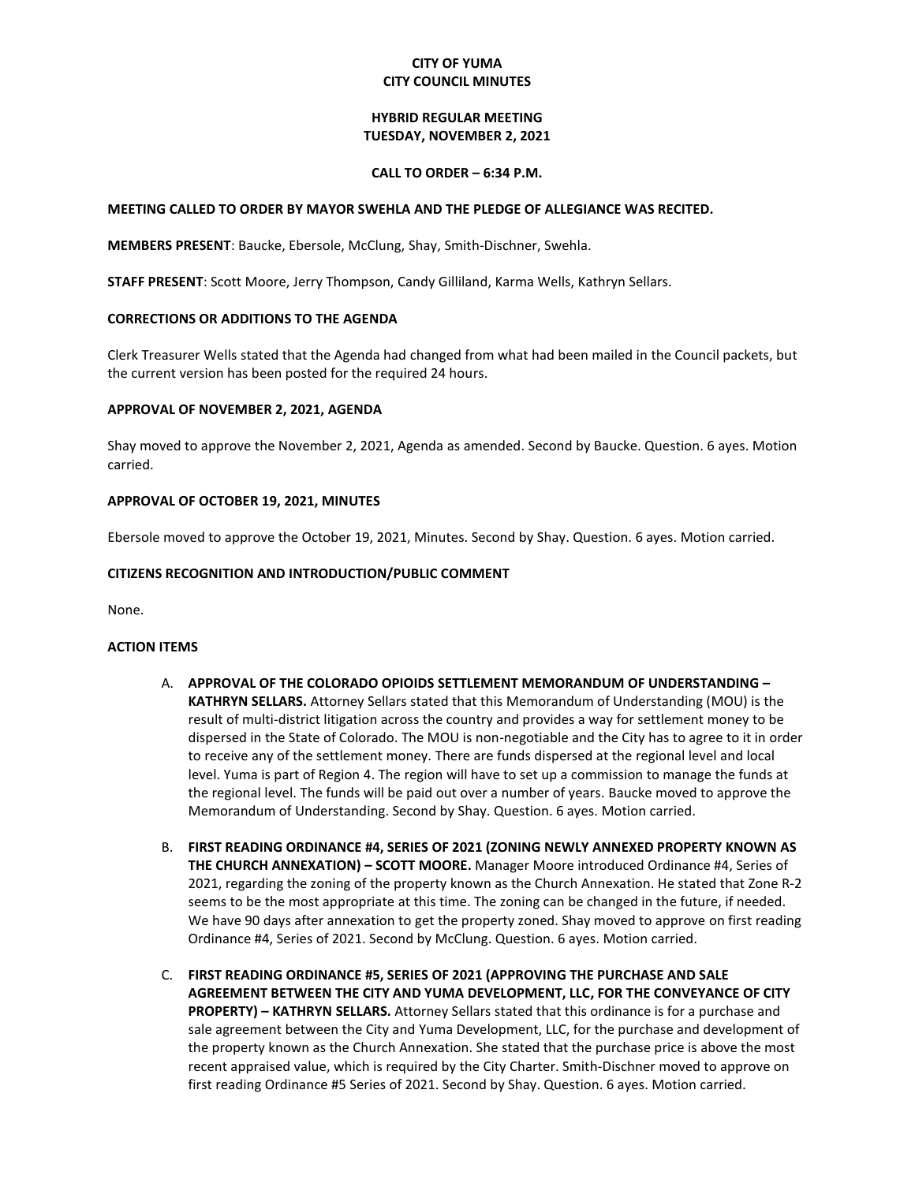# CITY OF YUMA
# CITY COUNCIL MINUTES

## HYBRID REGULAR MEETING
## TUESDAY, NOVEMBER 2, 2021

**CALL TO ORDER – 6:34 P.M.**

**MEETING CALLED TO ORDER BY MAYOR SWEHLA AND THE PLEDGE OF ALLEGIANCE WAS RECITED.**

**MEMBERS PRESENT**: Baucke, Ebersole, McClung, Shay, Smith-Dischner, Swehla.

**STAFF PRESENT**: Scott Moore, Jerry Thompson, Candy Gilliland, Karma Wells, Kathryn Sellars.

**CORRECTIONS OR ADDITIONS TO THE AGENDA**

Clerk Treasurer Wells stated that the Agenda had changed from what had been mailed in the Council packets, but the current version has been posted for the required 24 hours.

**APPROVAL OF NOVEMBER 2, 2021, AGENDA**

Shay moved to approve the November 2, 2021, Agenda as amended. Second by Baucke. Question. 6 ayes. Motion carried.

**APPROVAL OF OCTOBER 19, 2021, MINUTES**

Ebersole moved to approve the October 19, 2021, Minutes. Second by Shay. Question. 6 ayes. Motion carried.

**CITIZENS RECOGNITION AND INTRODUCTION/PUBLIC COMMENT**

None.

**ACTION ITEMS**

A. **APPROVAL OF THE COLORADO OPIOIDS SETTLEMENT MEMORANDUM OF UNDERSTANDING – KATHRYN SELLARS.** Attorney Sellars stated that this Memorandum of Understanding (MOU) is the result of multi-district litigation across the country and provides a way for settlement money to be dispersed in the State of Colorado. The MOU is non-negotiable and the City has to agree to it in order to receive any of the settlement money. There are funds dispersed at the regional level and local level. Yuma is part of Region 4. The region will have to set up a commission to manage the funds at the regional level. The funds will be paid out over a number of years. Baucke moved to approve the Memorandum of Understanding. Second by Shay. Question. 6 ayes. Motion carried.

B. **FIRST READING ORDINANCE #4, SERIES OF 2021 (ZONING NEWLY ANNEXED PROPERTY KNOWN AS THE CHURCH ANNEXATION) – SCOTT MOORE.** Manager Moore introduced Ordinance #4, Series of 2021, regarding the zoning of the property known as the Church Annexation. He stated that Zone R-2 seems to be the most appropriate at this time. The zoning can be changed in the future, if needed. We have 90 days after annexation to get the property zoned. Shay moved to approve on first reading Ordinance #4, Series of 2021. Second by McClung. Question. 6 ayes. Motion carried.

C. **FIRST READING ORDINANCE #5, SERIES OF 2021 (APPROVING THE PURCHASE AND SALE AGREEMENT BETWEEN THE CITY AND YUMA DEVELOPMENT, LLC, FOR THE CONVEYANCE OF CITY PROPERTY) – KATHRYN SELLARS.** Attorney Sellars stated that this ordinance is for a purchase and sale agreement between the City and Yuma Development, LLC, for the purchase and development of the property known as the Church Annexation. She stated that the purchase price is above the most recent appraised value, which is required by the City Charter. Smith-Dischner moved to approve on first reading Ordinance #5 Series of 2021. Second by Shay. Question. 6 ayes. Motion carried.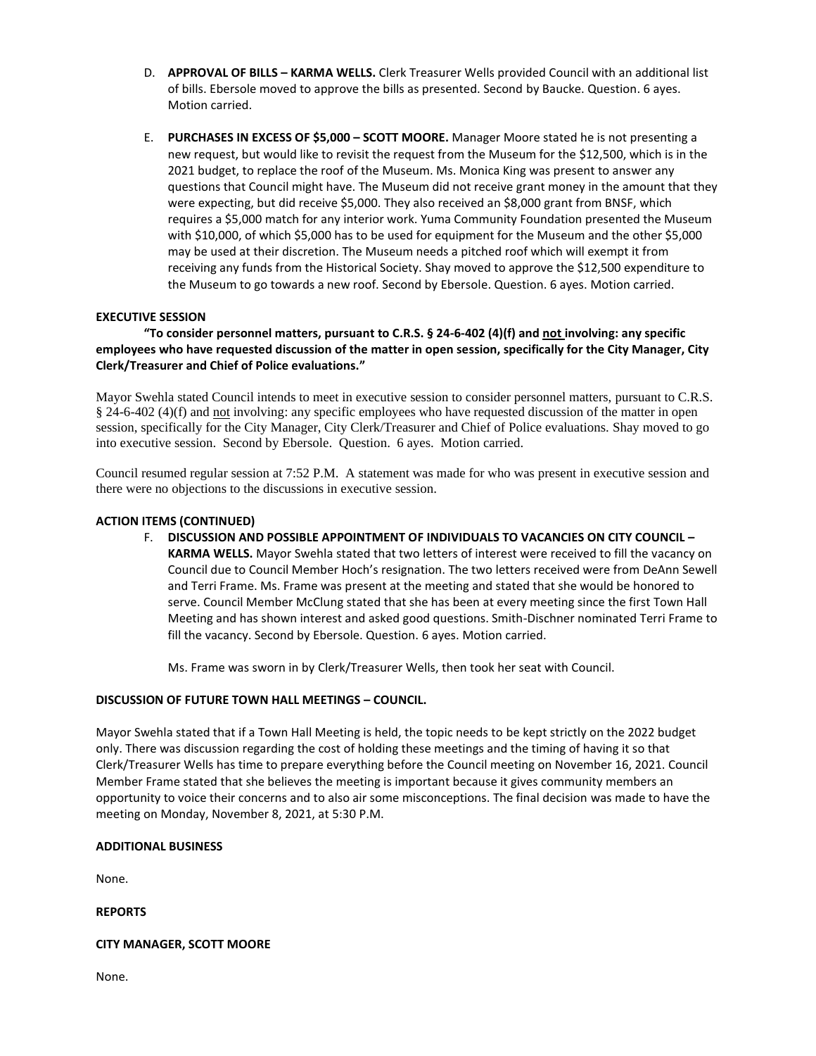D. **APPROVAL OF BILLS – KARMA WELLS.** Clerk Treasurer Wells provided Council with an additional list of bills. Ebersole moved to approve the bills as presented. Second by Baucke. Question. 6 ayes. Motion carried.

E. **PURCHASES IN EXCESS OF $5,000 – SCOTT MOORE.** Manager Moore stated he is not presenting a new request, but would like to revisit the request from the Museum for the $12,500, which is in the 2021 budget, to replace the roof of the Museum. Ms. Monica King was present to answer any questions that Council might have. The Museum did not receive grant money in the amount that they were expecting, but did receive $5,000. They also received an $8,000 grant from BNSF, which requires a $5,000 match for any interior work. Yuma Community Foundation presented the Museum with $10,000, of which $5,000 has to be used for equipment for the Museum and the other $5,000 may be used at their discretion. The Museum needs a pitched roof which will exempt it from receiving any funds from the Historical Society. Shay moved to approve the $12,500 expenditure to the Museum to go towards a new roof. Second by Ebersole. Question. 6 ayes. Motion carried.

**EXECUTIVE SESSION**

**"To consider personnel matters, pursuant to C.R.S. § 24-6-402 (4)(f) and <u>not</u> involving: any specific employees who have requested discussion of the matter in open session, specifically for the City Manager, City Clerk/Treasurer and Chief of Police evaluations."**

Mayor Swehla stated Council intends to meet in executive session to consider personnel matters, pursuant to C.R.S. § 24-6-402 (4)(f) and <u>not</u> involving: any specific employees who have requested discussion of the matter in open session, specifically for the City Manager, City Clerk/Treasurer and Chief of Police evaluations. Shay moved to go into executive session. Second by Ebersole. Question. 6 ayes. Motion carried.

Council resumed regular session at 7:52 P.M. A statement was made for who was present in executive session and there were no objections to the discussions in executive session.

**ACTION ITEMS (CONTINUED)**

F. **DISCUSSION AND POSSIBLE APPOINTMENT OF INDIVIDUALS TO VACANCIES ON CITY COUNCIL – KARMA WELLS.** Mayor Swehla stated that two letters of interest were received to fill the vacancy on Council due to Council Member Hoch's resignation. The two letters received were from DeAnn Sewell and Terri Frame. Ms. Frame was present at the meeting and stated that she would be honored to serve. Council Member McClung stated that she has been at every meeting since the first Town Hall Meeting and has shown interest and asked good questions. Smith-Dischner nominated Terri Frame to fill the vacancy. Second by Ebersole. Question. 6 ayes. Motion carried.

Ms. Frame was sworn in by Clerk/Treasurer Wells, then took her seat with Council.

**DISCUSSION OF FUTURE TOWN HALL MEETINGS – COUNCIL.**

Mayor Swehla stated that if a Town Hall Meeting is held, the topic needs to be kept strictly on the 2022 budget only. There was discussion regarding the cost of holding these meetings and the timing of having it so that Clerk/Treasurer Wells has time to prepare everything before the Council meeting on November 16, 2021. Council Member Frame stated that she believes the meeting is important because it gives community members an opportunity to voice their concerns and to also air some misconceptions. The final decision was made to have the meeting on Monday, November 8, 2021, at 5:30 P.M.

**ADDITIONAL BUSINESS**

None.

**REPORTS**

**CITY MANAGER, SCOTT MOORE**

None.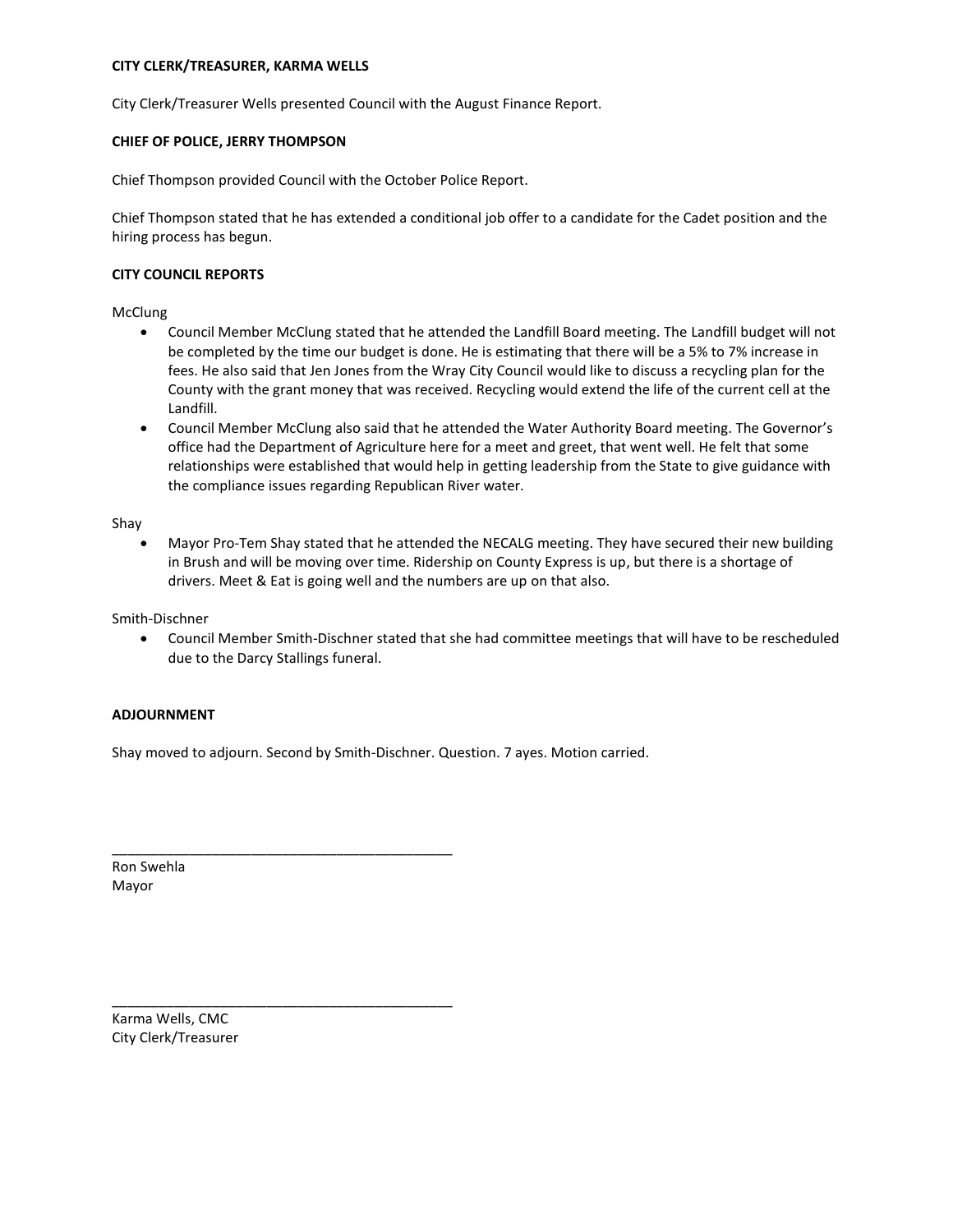**CITY CLERK/TREASURER, KARMA WELLS**

City Clerk/Treasurer Wells presented Council with the August Finance Report.

**CHIEF OF POLICE, JERRY THOMPSON**

Chief Thompson provided Council with the October Police Report.

Chief Thompson stated that he has extended a conditional job offer to a candidate for the Cadet position and the hiring process has begun.

**CITY COUNCIL REPORTS**

McClung

- Council Member McClung stated that he attended the Landfill Board meeting. The Landfill budget will not be completed by the time our budget is done. He is estimating that there will be a 5% to 7% increase in fees. He also said that Jen Jones from the Wray City Council would like to discuss a recycling plan for the County with the grant money that was received. Recycling would extend the life of the current cell at the Landfill.
- Council Member McClung also said that he attended the Water Authority Board meeting. The Governor's office had the Department of Agriculture here for a meet and greet, that went well. He felt that some relationships were established that would help in getting leadership from the State to give guidance with the compliance issues regarding Republican River water.

Shay

- Mayor Pro-Tem Shay stated that he attended the NECALG meeting. They have secured their new building in Brush and will be moving over time. Ridership on County Express is up, but there is a shortage of drivers. Meet & Eat is going well and the numbers are up on that also.

Smith-Dischner

- Council Member Smith-Dischner stated that she had committee meetings that will have to be rescheduled due to the Darcy Stallings funeral.

**ADJOURNMENT**

Shay moved to adjourn. Second by Smith-Dischner. Question. 7 ayes. Motion carried.

\_\_\_\_\_\_\_\_\_\_\_\_\_\_\_\_\_\_\_\_\_\_\_\_\_\_\_\_\_\_\_\_\_\_\_\_\_\_\_\_\_\_\_\_

Ron Swehla
Mayor

\_\_\_\_\_\_\_\_\_\_\_\_\_\_\_\_\_\_\_\_\_\_\_\_\_\_\_\_\_\_\_\_\_\_\_\_\_\_\_\_\_\_\_\_

Karma Wells, CMC
City Clerk/Treasurer